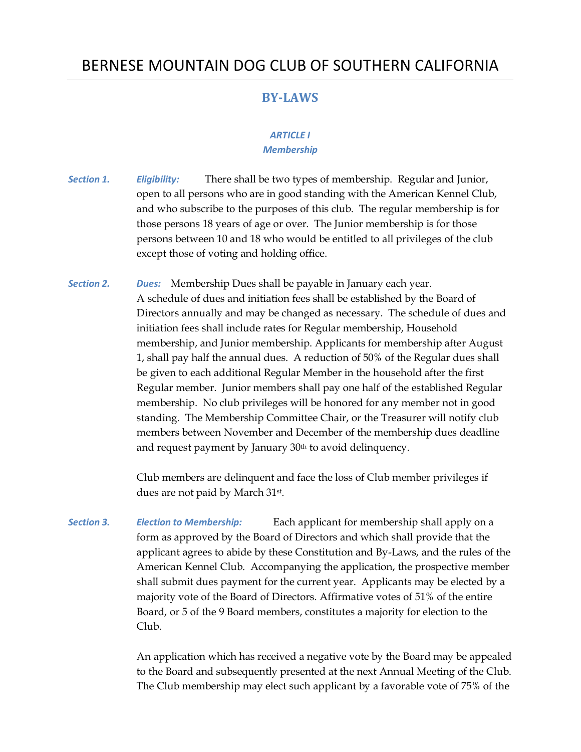# BERNESE MOUNTAIN DOG CLUB OF SOUTHERN CALIFORNIA

## BY-LAWS

### *ARTICLE I*
### *Membership*

***Section 1.*** ***Eligibility:*** There shall be two types of membership. Regular and Junior, open to all persons who are in good standing with the American Kennel Club, and who subscribe to the purposes of this club. The regular membership is for those persons 18 years of age or over. The Junior membership is for those persons between 10 and 18 who would be entitled to all privileges of the club except those of voting and holding office.

***Section 2.*** ***Dues:*** Membership Dues shall be payable in January each year. A schedule of dues and initiation fees shall be established by the Board of Directors annually and may be changed as necessary. The schedule of dues and initiation fees shall include rates for Regular membership, Household membership, and Junior membership. Applicants for membership after August 1, shall pay half the annual dues. A reduction of 50% of the Regular dues shall be given to each additional Regular Member in the household after the first Regular member. Junior members shall pay one half of the established Regular membership. No club privileges will be honored for any member not in good standing. The Membership Committee Chair, or the Treasurer will notify club members between November and December of the membership dues deadline and request payment by January 30th to avoid delinquency.

Club members are delinquent and face the loss of Club member privileges if dues are not paid by March 31st.

***Section 3.*** ***Election to Membership:*** Each applicant for membership shall apply on a form as approved by the Board of Directors and which shall provide that the applicant agrees to abide by these Constitution and By-Laws, and the rules of the American Kennel Club. Accompanying the application, the prospective member shall submit dues payment for the current year. Applicants may be elected by a majority vote of the Board of Directors. Affirmative votes of 51% of the entire Board, or 5 of the 9 Board members, constitutes a majority for election to the Club.

An application which has received a negative vote by the Board may be appealed to the Board and subsequently presented at the next Annual Meeting of the Club. The Club membership may elect such applicant by a favorable vote of 75% of the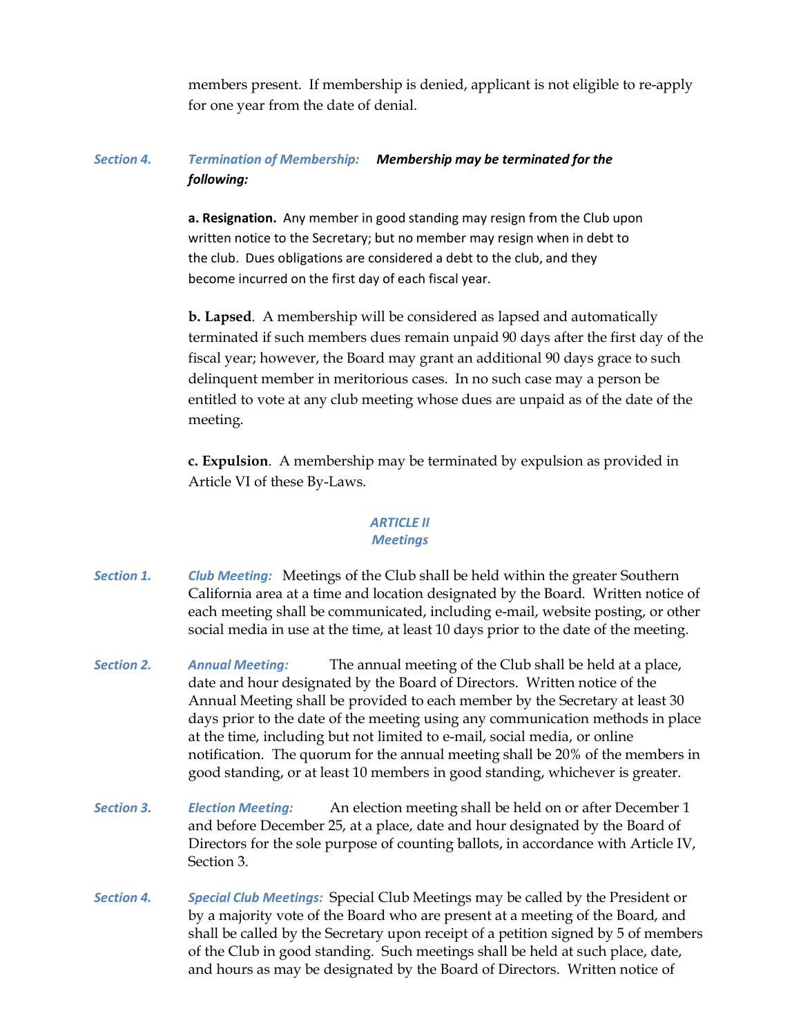members present. If membership is denied, applicant is not eligible to re-apply for one year from the date of denial.

***Section 4.*** ***Termination of Membership:*** ***Membership may be terminated for the following:***

**a. Resignation.** Any member in good standing may resign from the Club upon written notice to the Secretary; but no member may resign when in debt to the club. Dues obligations are considered a debt to the club, and they become incurred on the first day of each fiscal year.

**b. Lapsed**. A membership will be considered as lapsed and automatically terminated if such members dues remain unpaid 90 days after the first day of the fiscal year; however, the Board may grant an additional 90 days grace to such delinquent member in meritorious cases. In no such case may a person be entitled to vote at any club meeting whose dues are unpaid as of the date of the meeting.

**c. Expulsion**. A membership may be terminated by expulsion as provided in Article VI of these By-Laws.

## *ARTICLE II*
## *Meetings*

***Section 1.*** ***Club Meeting:*** Meetings of the Club shall be held within the greater Southern California area at a time and location designated by the Board. Written notice of each meeting shall be communicated, including e-mail, website posting, or other social media in use at the time, at least 10 days prior to the date of the meeting.

***Section 2.*** ***Annual Meeting:*** The annual meeting of the Club shall be held at a place, date and hour designated by the Board of Directors. Written notice of the Annual Meeting shall be provided to each member by the Secretary at least 30 days prior to the date of the meeting using any communication methods in place at the time, including but not limited to e-mail, social media, or online notification. The quorum for the annual meeting shall be 20% of the members in good standing, or at least 10 members in good standing, whichever is greater.

***Section 3.*** ***Election Meeting:*** An election meeting shall be held on or after December 1 and before December 25, at a place, date and hour designated by the Board of Directors for the sole purpose of counting ballots, in accordance with Article IV, Section 3.

***Section 4.*** ***Special Club Meetings:*** Special Club Meetings may be called by the President or by a majority vote of the Board who are present at a meeting of the Board, and shall be called by the Secretary upon receipt of a petition signed by 5 of members of the Club in good standing. Such meetings shall be held at such place, date, and hours as may be designated by the Board of Directors. Written notice of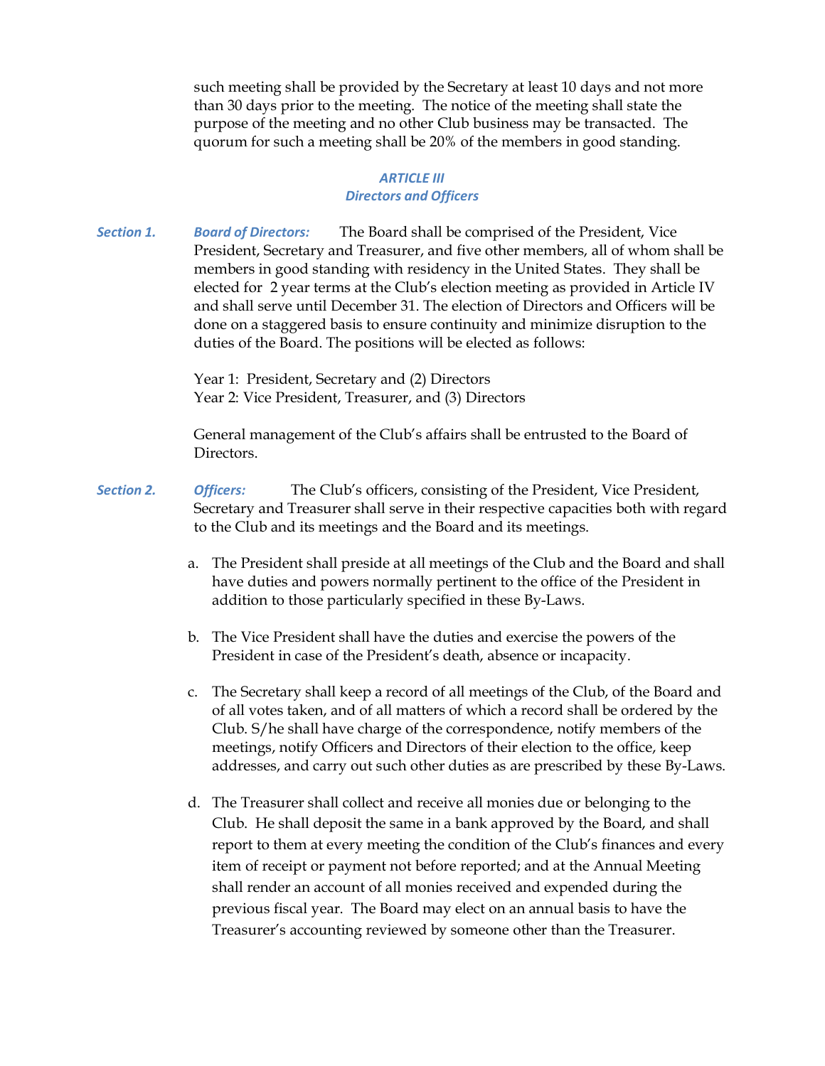such meeting shall be provided by the Secretary at least 10 days and not more than 30 days prior to the meeting. The notice of the meeting shall state the purpose of the meeting and no other Club business may be transacted. The quorum for such a meeting shall be 20% of the members in good standing.

## *ARTICLE III*
## *Directors and Officers*

***Section 1.*** ***Board of Directors:*** The Board shall be comprised of the President, Vice President, Secretary and Treasurer, and five other members, all of whom shall be members in good standing with residency in the United States. They shall be elected for 2 year terms at the Club's election meeting as provided in Article IV and shall serve until December 31. The election of Directors and Officers will be done on a staggered basis to ensure continuity and minimize disruption to the duties of the Board. The positions will be elected as follows:

Year 1: President, Secretary and (2) Directors
Year 2: Vice President, Treasurer, and (3) Directors

General management of the Club's affairs shall be entrusted to the Board of Directors.

***Section 2.*** ***Officers:*** The Club's officers, consisting of the President, Vice President, Secretary and Treasurer shall serve in their respective capacities both with regard to the Club and its meetings and the Board and its meetings.

a. The President shall preside at all meetings of the Club and the Board and shall have duties and powers normally pertinent to the office of the President in addition to those particularly specified in these By-Laws.

b. The Vice President shall have the duties and exercise the powers of the President in case of the President's death, absence or incapacity.

c. The Secretary shall keep a record of all meetings of the Club, of the Board and of all votes taken, and of all matters of which a record shall be ordered by the Club. S/he shall have charge of the correspondence, notify members of the meetings, notify Officers and Directors of their election to the office, keep addresses, and carry out such other duties as are prescribed by these By-Laws.

d. The Treasurer shall collect and receive all monies due or belonging to the Club. He shall deposit the same in a bank approved by the Board, and shall report to them at every meeting the condition of the Club's finances and every item of receipt or payment not before reported; and at the Annual Meeting shall render an account of all monies received and expended during the previous fiscal year. The Board may elect on an annual basis to have the Treasurer's accounting reviewed by someone other than the Treasurer.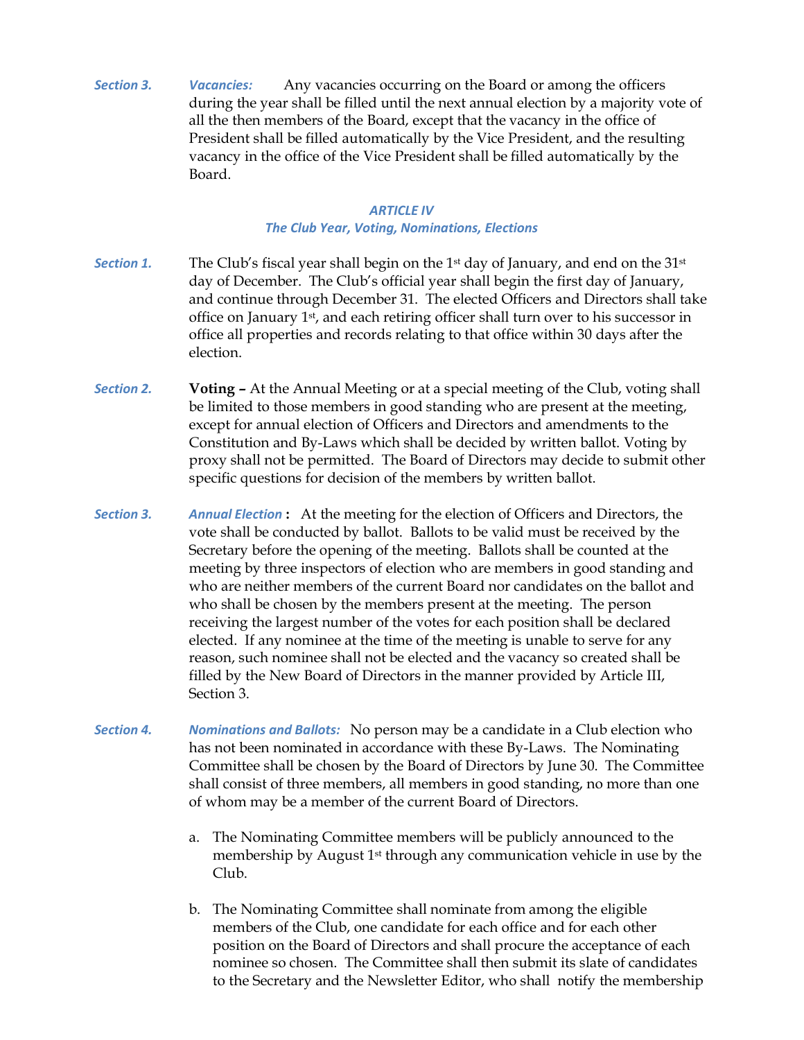*Section 3.* *Vacancies:* Any vacancies occurring on the Board or among the officers during the year shall be filled until the next annual election by a majority vote of all the then members of the Board, except that the vacancy in the office of President shall be filled automatically by the Vice President, and the resulting vacancy in the office of the Vice President shall be filled automatically by the Board.

## *ARTICLE IV*
## *The Club Year, Voting, Nominations, Elections*

*Section 1.* The Club's fiscal year shall begin on the 1st day of January, and end on the 31st day of December. The Club's official year shall begin the first day of January, and continue through December 31. The elected Officers and Directors shall take office on January 1st, and each retiring officer shall turn over to his successor in office all properties and records relating to that office within 30 days after the election.

*Section 2.* **Voting –** At the Annual Meeting or at a special meeting of the Club, voting shall be limited to those members in good standing who are present at the meeting, except for annual election of Officers and Directors and amendments to the Constitution and By-Laws which shall be decided by written ballot. Voting by proxy shall not be permitted. The Board of Directors may decide to submit other specific questions for decision of the members by written ballot.

*Section 3.* *Annual Election* **:** At the meeting for the election of Officers and Directors, the vote shall be conducted by ballot. Ballots to be valid must be received by the Secretary before the opening of the meeting. Ballots shall be counted at the meeting by three inspectors of election who are members in good standing and who are neither members of the current Board nor candidates on the ballot and who shall be chosen by the members present at the meeting. The person receiving the largest number of the votes for each position shall be declared elected. If any nominee at the time of the meeting is unable to serve for any reason, such nominee shall not be elected and the vacancy so created shall be filled by the New Board of Directors in the manner provided by Article III, Section 3.

*Section 4.* *Nominations and Ballots:* No person may be a candidate in a Club election who has not been nominated in accordance with these By-Laws. The Nominating Committee shall be chosen by the Board of Directors by June 30. The Committee shall consist of three members, all members in good standing, no more than one of whom may be a member of the current Board of Directors.

a. The Nominating Committee members will be publicly announced to the membership by August 1st through any communication vehicle in use by the Club.

b. The Nominating Committee shall nominate from among the eligible members of the Club, one candidate for each office and for each other position on the Board of Directors and shall procure the acceptance of each nominee so chosen. The Committee shall then submit its slate of candidates to the Secretary and the Newsletter Editor, who shall notify the membership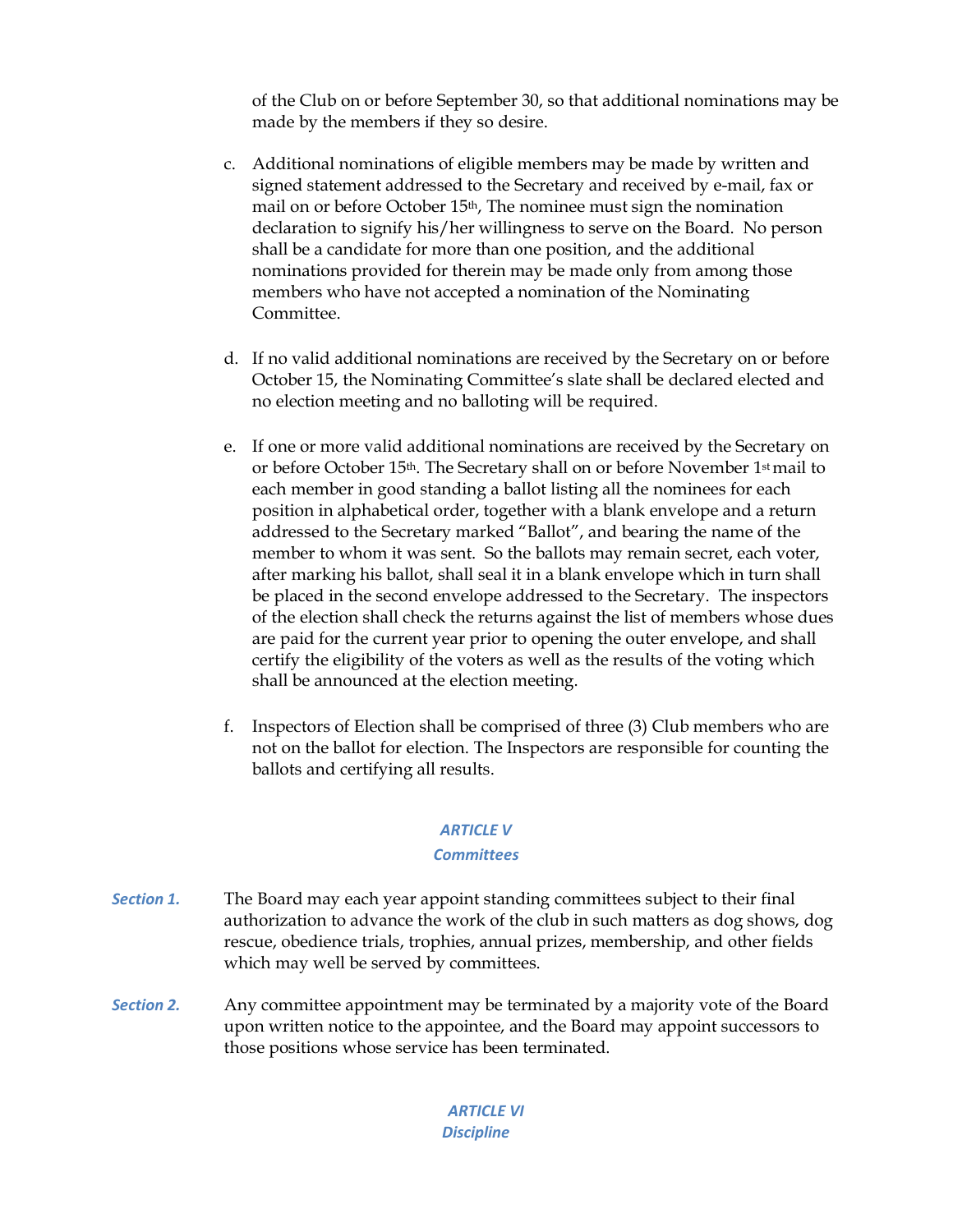of the Club on or before September 30, so that additional nominations may be made by the members if they so desire.

c. Additional nominations of eligible members may be made by written and signed statement addressed to the Secretary and received by e-mail, fax or mail on or before October 15th, The nominee must sign the nomination declaration to signify his/her willingness to serve on the Board. No person shall be a candidate for more than one position, and the additional nominations provided for therein may be made only from among those members who have not accepted a nomination of the Nominating Committee.

d. If no valid additional nominations are received by the Secretary on or before October 15, the Nominating Committee's slate shall be declared elected and no election meeting and no balloting will be required.

e. If one or more valid additional nominations are received by the Secretary on or before October 15th. The Secretary shall on or before November 1st mail to each member in good standing a ballot listing all the nominees for each position in alphabetical order, together with a blank envelope and a return addressed to the Secretary marked "Ballot", and bearing the name of the member to whom it was sent. So the ballots may remain secret, each voter, after marking his ballot, shall seal it in a blank envelope which in turn shall be placed in the second envelope addressed to the Secretary. The inspectors of the election shall check the returns against the list of members whose dues are paid for the current year prior to opening the outer envelope, and shall certify the eligibility of the voters as well as the results of the voting which shall be announced at the election meeting.

f. Inspectors of Election shall be comprised of three (3) Club members who are not on the ballot for election. The Inspectors are responsible for counting the ballots and certifying all results.

## *ARTICLE V*
## *Committees*

***Section 1.*** The Board may each year appoint standing committees subject to their final authorization to advance the work of the club in such matters as dog shows, dog rescue, obedience trials, trophies, annual prizes, membership, and other fields which may well be served by committees.

***Section 2.*** Any committee appointment may be terminated by a majority vote of the Board upon written notice to the appointee, and the Board may appoint successors to those positions whose service has been terminated.

## *ARTICLE VI*
## *Discipline*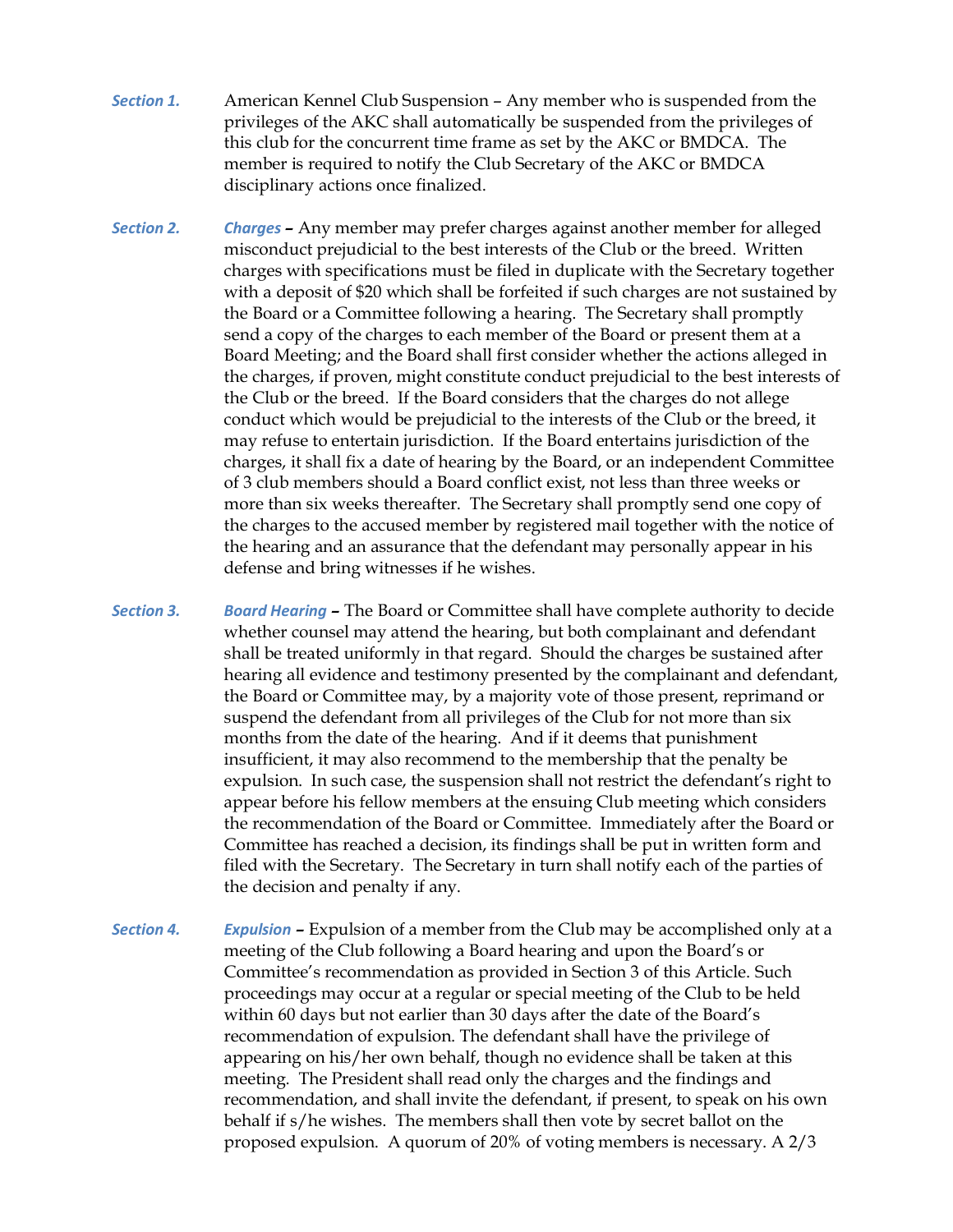***Section 1.*** American Kennel Club Suspension – Any member who is suspended from the privileges of the AKC shall automatically be suspended from the privileges of this club for the concurrent time frame as set by the AKC or BMDCA. The member is required to notify the Club Secretary of the AKC or BMDCA disciplinary actions once finalized.

***Section 2.*** ***Charges*** **–** Any member may prefer charges against another member for alleged misconduct prejudicial to the best interests of the Club or the breed. Written charges with specifications must be filed in duplicate with the Secretary together with a deposit of $20 which shall be forfeited if such charges are not sustained by the Board or a Committee following a hearing. The Secretary shall promptly send a copy of the charges to each member of the Board or present them at a Board Meeting; and the Board shall first consider whether the actions alleged in the charges, if proven, might constitute conduct prejudicial to the best interests of the Club or the breed. If the Board considers that the charges do not allege conduct which would be prejudicial to the interests of the Club or the breed, it may refuse to entertain jurisdiction. If the Board entertains jurisdiction of the charges, it shall fix a date of hearing by the Board, or an independent Committee of 3 club members should a Board conflict exist, not less than three weeks or more than six weeks thereafter. The Secretary shall promptly send one copy of the charges to the accused member by registered mail together with the notice of the hearing and an assurance that the defendant may personally appear in his defense and bring witnesses if he wishes.

***Section 3.*** ***Board Hearing*** **–** The Board or Committee shall have complete authority to decide whether counsel may attend the hearing, but both complainant and defendant shall be treated uniformly in that regard. Should the charges be sustained after hearing all evidence and testimony presented by the complainant and defendant, the Board or Committee may, by a majority vote of those present, reprimand or suspend the defendant from all privileges of the Club for not more than six months from the date of the hearing. And if it deems that punishment insufficient, it may also recommend to the membership that the penalty be expulsion. In such case, the suspension shall not restrict the defendant's right to appear before his fellow members at the ensuing Club meeting which considers the recommendation of the Board or Committee. Immediately after the Board or Committee has reached a decision, its findings shall be put in written form and filed with the Secretary. The Secretary in turn shall notify each of the parties of the decision and penalty if any.

***Section 4.*** ***Expulsion*** **–** Expulsion of a member from the Club may be accomplished only at a meeting of the Club following a Board hearing and upon the Board's or Committee's recommendation as provided in Section 3 of this Article. Such proceedings may occur at a regular or special meeting of the Club to be held within 60 days but not earlier than 30 days after the date of the Board's recommendation of expulsion. The defendant shall have the privilege of appearing on his/her own behalf, though no evidence shall be taken at this meeting. The President shall read only the charges and the findings and recommendation, and shall invite the defendant, if present, to speak on his own behalf if s/he wishes. The members shall then vote by secret ballot on the proposed expulsion. A quorum of 20% of voting members is necessary. A 2/3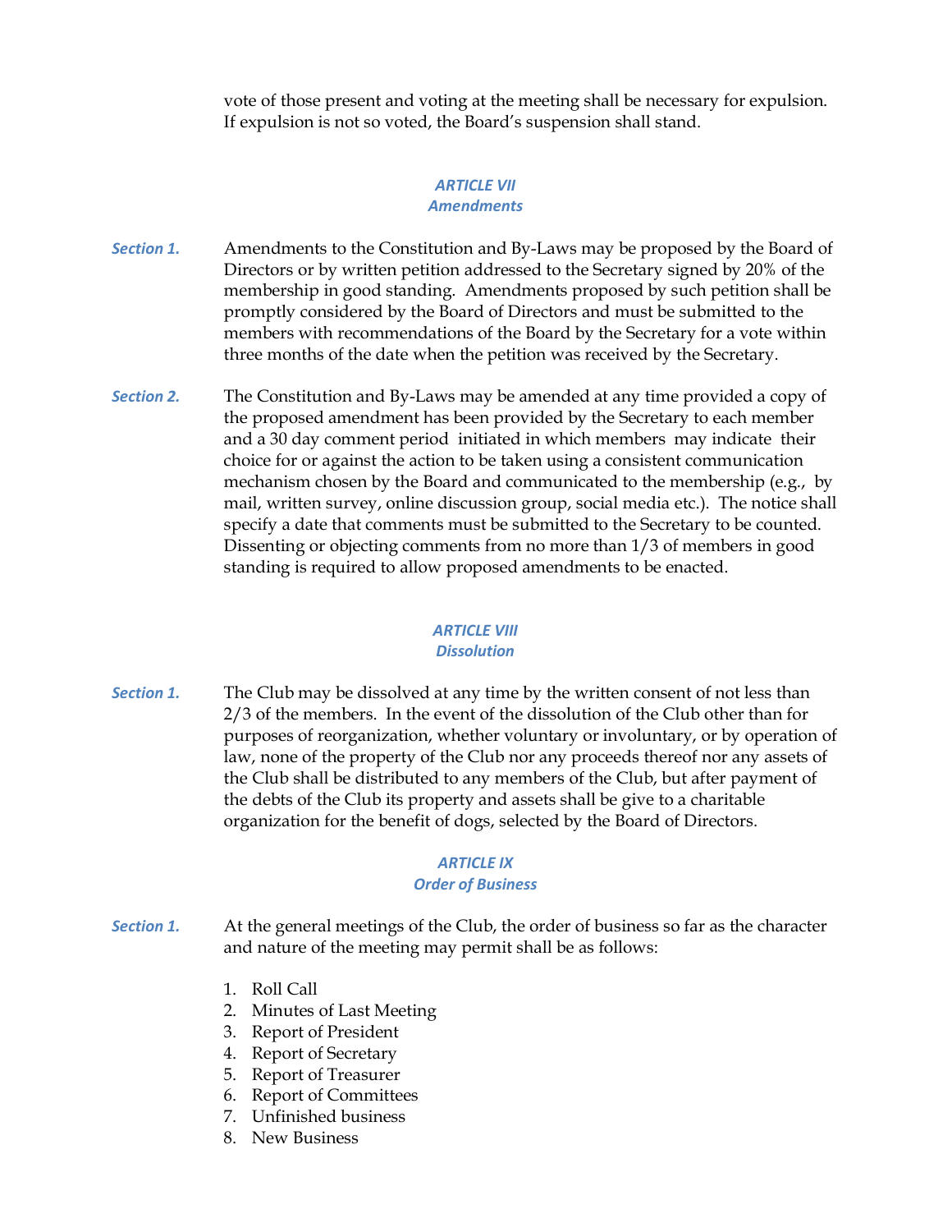vote of those present and voting at the meeting shall be necessary for expulsion. If expulsion is not so voted, the Board's suspension shall stand.

## *ARTICLE VII*
## *Amendments*

***Section 1.*** Amendments to the Constitution and By-Laws may be proposed by the Board of Directors or by written petition addressed to the Secretary signed by 20% of the membership in good standing. Amendments proposed by such petition shall be promptly considered by the Board of Directors and must be submitted to the members with recommendations of the Board by the Secretary for a vote within three months of the date when the petition was received by the Secretary.

***Section 2.*** The Constitution and By-Laws may be amended at any time provided a copy of the proposed amendment has been provided by the Secretary to each member and a 30 day comment period initiated in which members may indicate their choice for or against the action to be taken using a consistent communication mechanism chosen by the Board and communicated to the membership (e.g., by mail, written survey, online discussion group, social media etc.). The notice shall specify a date that comments must be submitted to the Secretary to be counted. Dissenting or objecting comments from no more than 1/3 of members in good standing is required to allow proposed amendments to be enacted.

## *ARTICLE VIII*
## *Dissolution*

***Section 1.*** The Club may be dissolved at any time by the written consent of not less than 2/3 of the members. In the event of the dissolution of the Club other than for purposes of reorganization, whether voluntary or involuntary, or by operation of law, none of the property of the Club nor any proceeds thereof nor any assets of the Club shall be distributed to any members of the Club, but after payment of the debts of the Club its property and assets shall be give to a charitable organization for the benefit of dogs, selected by the Board of Directors.

## *ARTICLE IX*
## *Order of Business*

***Section 1.*** At the general meetings of the Club, the order of business so far as the character and nature of the meeting may permit shall be as follows:

1. Roll Call
2. Minutes of Last Meeting
3. Report of President
4. Report of Secretary
5. Report of Treasurer
6. Report of Committees
7. Unfinished business
8. New Business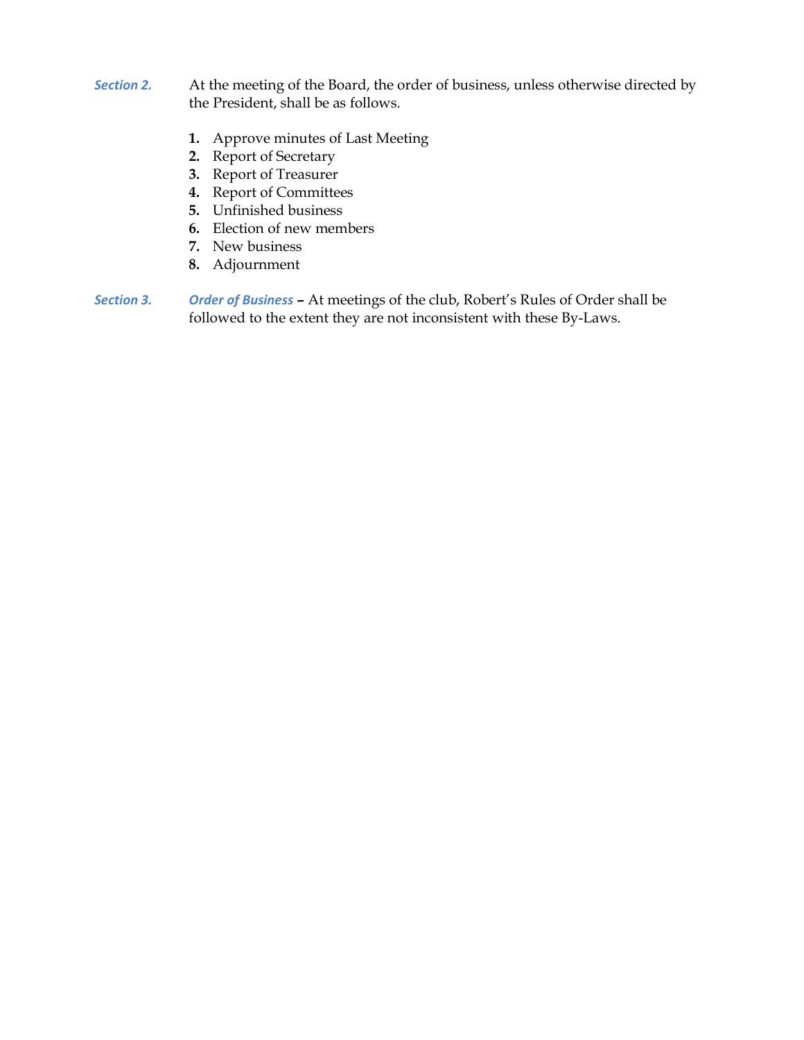***Section 2.*** At the meeting of the Board, the order of business, unless otherwise directed by the President, shall be as follows.

1. Approve minutes of Last Meeting
2. Report of Secretary
3. Report of Treasurer
4. Report of Committees
5. Unfinished business
6. Election of new members
7. New business
8. Adjournment

***Section 3.*** ***Order of Business*** **–** At meetings of the club, Robert's Rules of Order shall be followed to the extent they are not inconsistent with these By-Laws.